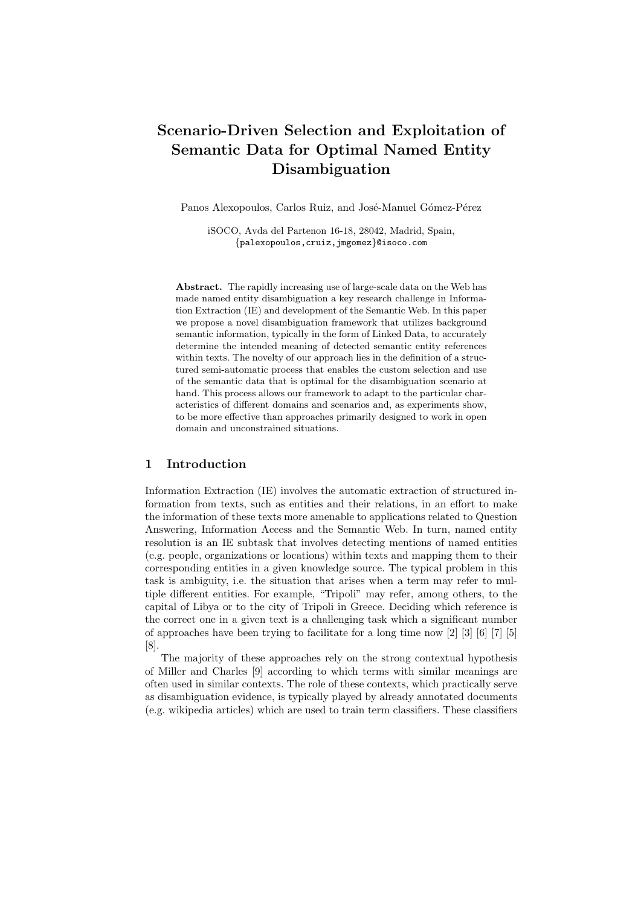# Scenario-Driven Selection and Exploitation of Semantic Data for Optimal Named Entity Disambiguation

Panos Alexopoulos, Carlos Ruiz, and José-Manuel Gómez-Pérez

iSOCO, Avda del Partenon 16-18, 28042, Madrid, Spain,
{palexopoulos,cruiz,jmgomez}@isoco.com

**Abstract.** The rapidly increasing use of large-scale data on the Web has made named entity disambiguation a key research challenge in Information Extraction (IE) and development of the Semantic Web. In this paper we propose a novel disambiguation framework that utilizes background semantic information, typically in the form of Linked Data, to accurately determine the intended meaning of detected semantic entity references within texts. The novelty of our approach lies in the definition of a structured semi-automatic process that enables the custom selection and use of the semantic data that is optimal for the disambiguation scenario at hand. This process allows our framework to adapt to the particular characteristics of different domains and scenarios and, as experiments show, to be more effective than approaches primarily designed to work in open domain and unconstrained situations.

## 1 Introduction

Information Extraction (IE) involves the automatic extraction of structured information from texts, such as entities and their relations, in an effort to make the information of these texts more amenable to applications related to Question Answering, Information Access and the Semantic Web. In turn, named entity resolution is an IE subtask that involves detecting mentions of named entities (e.g. people, organizations or locations) within texts and mapping them to their corresponding entities in a given knowledge source. The typical problem in this task is ambiguity, i.e. the situation that arises when a term may refer to multiple different entities. For example, "Tripoli" may refer, among others, to the capital of Libya or to the city of Tripoli in Greece. Deciding which reference is the correct one in a given text is a challenging task which a significant number of approaches have been trying to facilitate for a long time now [2] [3] [6] [7] [5] [8].

The majority of these approaches rely on the strong contextual hypothesis of Miller and Charles [9] according to which terms with similar meanings are often used in similar contexts. The role of these contexts, which practically serve as disambiguation evidence, is typically played by already annotated documents (e.g. wikipedia articles) which are used to train term classifiers. These classifiers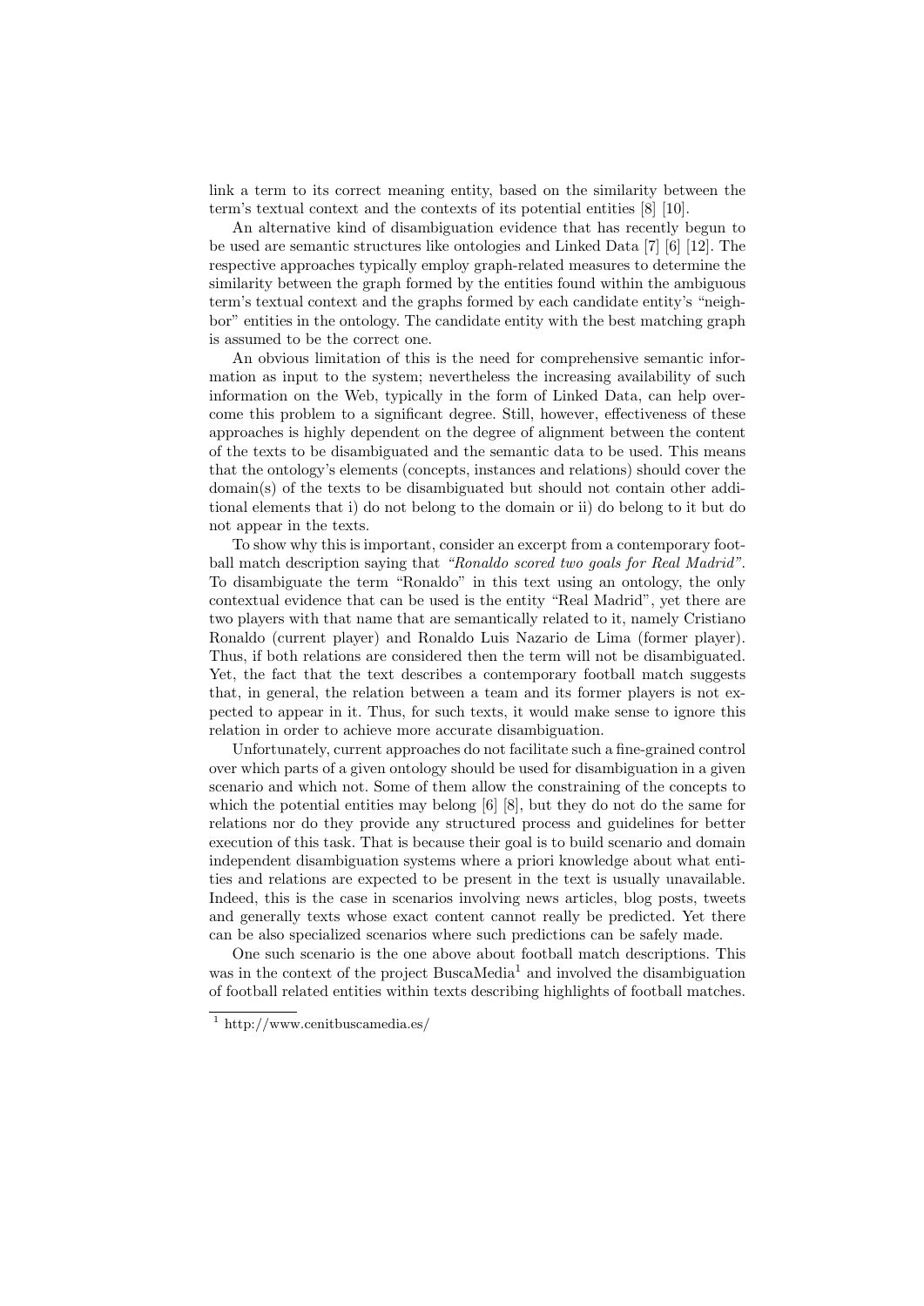link a term to its correct meaning entity, based on the similarity between the term's textual context and the contexts of its potential entities [8] [10].

An alternative kind of disambiguation evidence that has recently begun to be used are semantic structures like ontologies and Linked Data [7] [6] [12]. The respective approaches typically employ graph-related measures to determine the similarity between the graph formed by the entities found within the ambiguous term's textual context and the graphs formed by each candidate entity's "neighbor" entities in the ontology. The candidate entity with the best matching graph is assumed to be the correct one.

An obvious limitation of this is the need for comprehensive semantic information as input to the system; nevertheless the increasing availability of such information on the Web, typically in the form of Linked Data, can help overcome this problem to a significant degree. Still, however, effectiveness of these approaches is highly dependent on the degree of alignment between the content of the texts to be disambiguated and the semantic data to be used. This means that the ontology's elements (concepts, instances and relations) should cover the domain(s) of the texts to be disambiguated but should not contain other additional elements that i) do not belong to the domain or ii) do belong to it but do not appear in the texts.

To show why this is important, consider an excerpt from a contemporary football match description saying that *"Ronaldo scored two goals for Real Madrid"*. To disambiguate the term "Ronaldo" in this text using an ontology, the only contextual evidence that can be used is the entity "Real Madrid", yet there are two players with that name that are semantically related to it, namely Cristiano Ronaldo (current player) and Ronaldo Luis Nazario de Lima (former player). Thus, if both relations are considered then the term will not be disambiguated. Yet, the fact that the text describes a contemporary football match suggests that, in general, the relation between a team and its former players is not expected to appear in it. Thus, for such texts, it would make sense to ignore this relation in order to achieve more accurate disambiguation.

Unfortunately, current approaches do not facilitate such a fine-grained control over which parts of a given ontology should be used for disambiguation in a given scenario and which not. Some of them allow the constraining of the concepts to which the potential entities may belong [6] [8], but they do not do the same for relations nor do they provide any structured process and guidelines for better execution of this task. That is because their goal is to build scenario and domain independent disambiguation systems where a priori knowledge about what entities and relations are expected to be present in the text is usually unavailable. Indeed, this is the case in scenarios involving news articles, blog posts, tweets and generally texts whose exact content cannot really be predicted. Yet there can be also specialized scenarios where such predictions can be safely made.

One such scenario is the one above about football match descriptions. This was in the context of the project BuscaMedia[1] and involved the disambiguation of football related entities within texts describing highlights of football matches.

[1] http://www.cenitbuscamedia.es/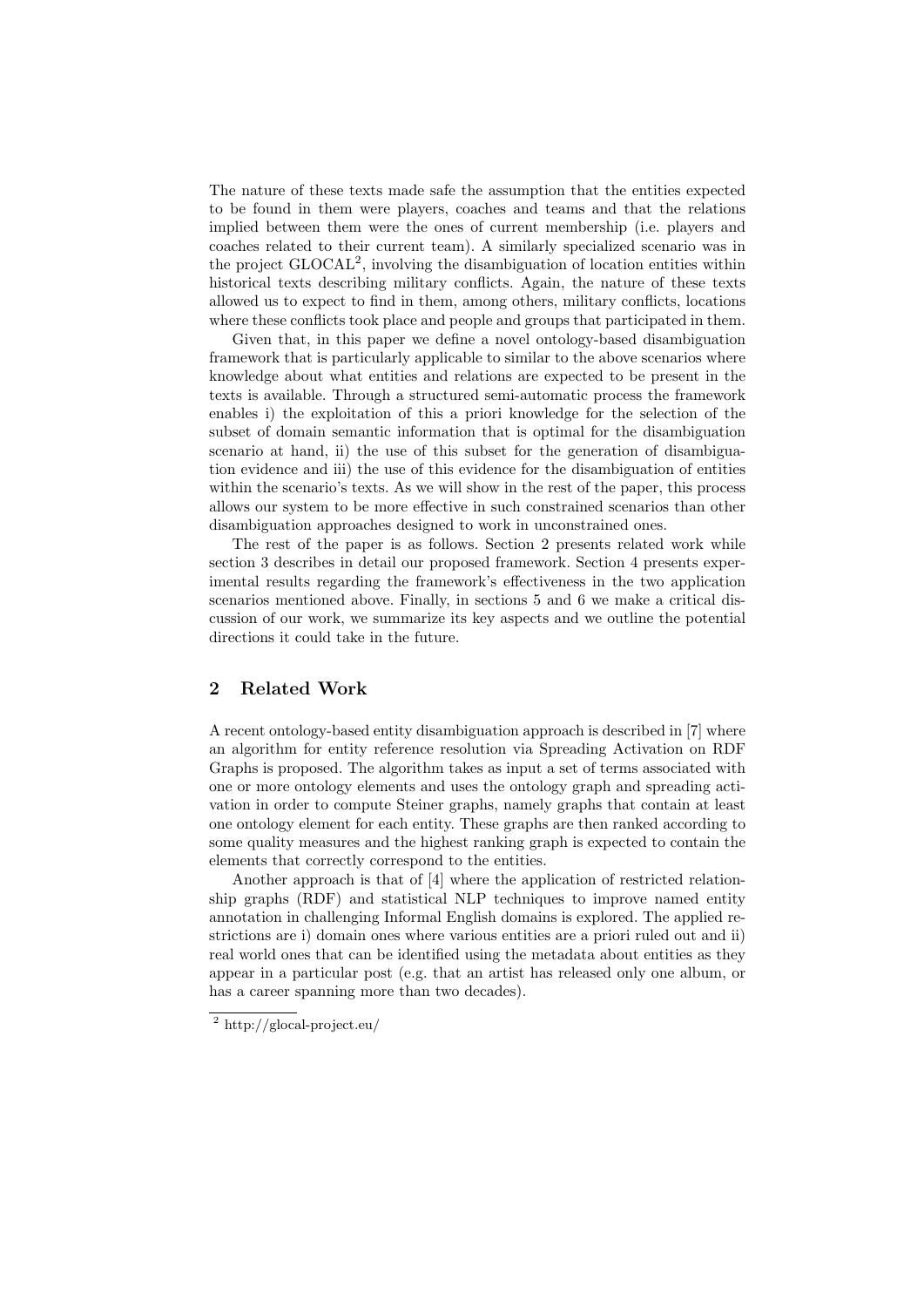The nature of these texts made safe the assumption that the entities expected to be found in them were players, coaches and teams and that the relations implied between them were the ones of current membership (i.e. players and coaches related to their current team). A similarly specialized scenario was in the project GLOCAL[2], involving the disambiguation of location entities within historical texts describing military conflicts. Again, the nature of these texts allowed us to expect to find in them, among others, military conflicts, locations where these conflicts took place and people and groups that participated in them.

Given that, in this paper we define a novel ontology-based disambiguation framework that is particularly applicable to similar to the above scenarios where knowledge about what entities and relations are expected to be present in the texts is available. Through a structured semi-automatic process the framework enables i) the exploitation of this a priori knowledge for the selection of the subset of domain semantic information that is optimal for the disambiguation scenario at hand, ii) the use of this subset for the generation of disambiguation evidence and iii) the use of this evidence for the disambiguation of entities within the scenario's texts. As we will show in the rest of the paper, this process allows our system to be more effective in such constrained scenarios than other disambiguation approaches designed to work in unconstrained ones.

The rest of the paper is as follows. Section 2 presents related work while section 3 describes in detail our proposed framework. Section 4 presents experimental results regarding the framework's effectiveness in the two application scenarios mentioned above. Finally, in sections 5 and 6 we make a critical discussion of our work, we summarize its key aspects and we outline the potential directions it could take in the future.

## 2 Related Work

A recent ontology-based entity disambiguation approach is described in [7] where an algorithm for entity reference resolution via Spreading Activation on RDF Graphs is proposed. The algorithm takes as input a set of terms associated with one or more ontology elements and uses the ontology graph and spreading activation in order to compute Steiner graphs, namely graphs that contain at least one ontology element for each entity. These graphs are then ranked according to some quality measures and the highest ranking graph is expected to contain the elements that correctly correspond to the entities.

Another approach is that of [4] where the application of restricted relationship graphs (RDF) and statistical NLP techniques to improve named entity annotation in challenging Informal English domains is explored. The applied restrictions are i) domain ones where various entities are a priori ruled out and ii) real world ones that can be identified using the metadata about entities as they appear in a particular post (e.g. that an artist has released only one album, or has a career spanning more than two decades).

[2] http://glocal-project.eu/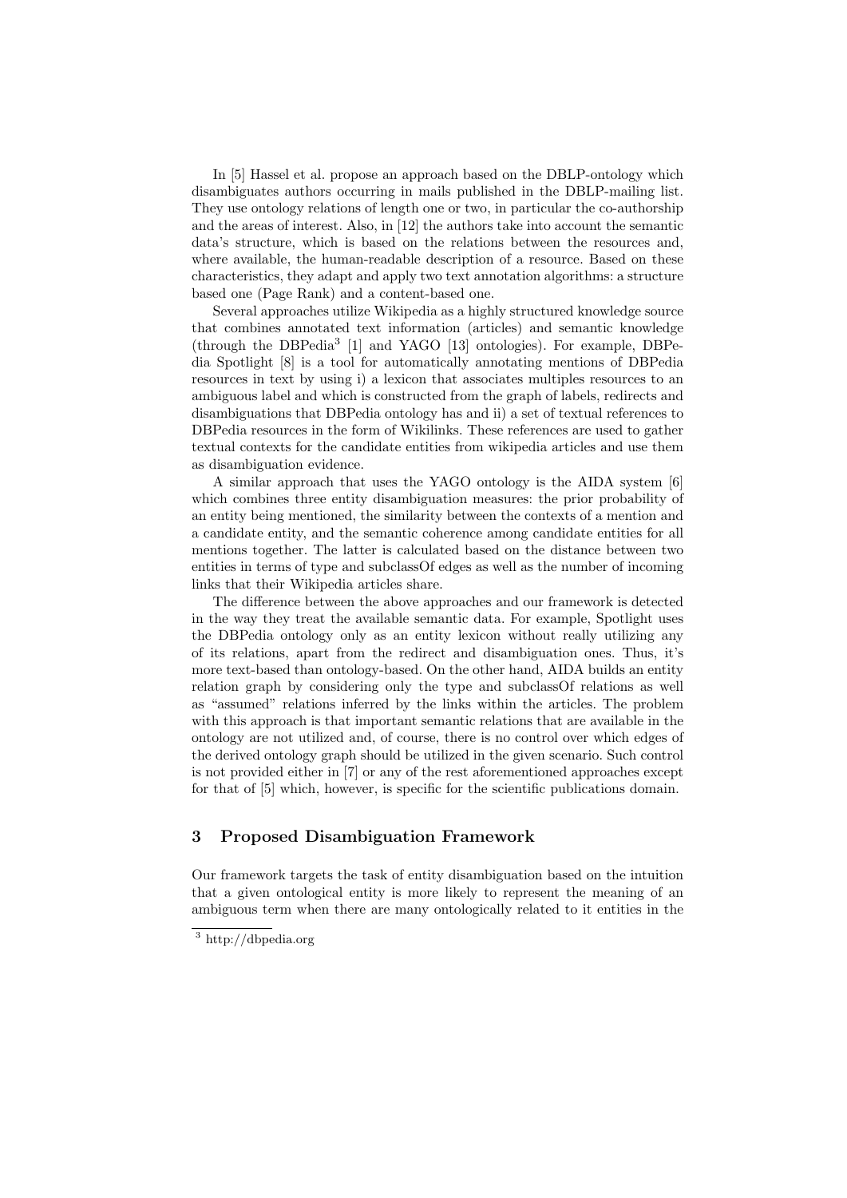In [5] Hassel et al. propose an approach based on the DBLP-ontology which disambiguates authors occurring in mails published in the DBLP-mailing list. They use ontology relations of length one or two, in particular the co-authorship and the areas of interest. Also, in [12] the authors take into account the semantic data's structure, which is based on the relations between the resources and, where available, the human-readable description of a resource. Based on these characteristics, they adapt and apply two text annotation algorithms: a structure based one (Page Rank) and a content-based one.

Several approaches utilize Wikipedia as a highly structured knowledge source that combines annotated text information (articles) and semantic knowledge (through the DBPedia[3] [1] and YAGO [13] ontologies). For example, DBPedia Spotlight [8] is a tool for automatically annotating mentions of DBPedia resources in text by using i) a lexicon that associates multiples resources to an ambiguous label and which is constructed from the graph of labels, redirects and disambiguations that DBPedia ontology has and ii) a set of textual references to DBPedia resources in the form of Wikilinks. These references are used to gather textual contexts for the candidate entities from wikipedia articles and use them as disambiguation evidence.

A similar approach that uses the YAGO ontology is the AIDA system [6] which combines three entity disambiguation measures: the prior probability of an entity being mentioned, the similarity between the contexts of a mention and a candidate entity, and the semantic coherence among candidate entities for all mentions together. The latter is calculated based on the distance between two entities in terms of type and subclassOf edges as well as the number of incoming links that their Wikipedia articles share.

The difference between the above approaches and our framework is detected in the way they treat the available semantic data. For example, Spotlight uses the DBPedia ontology only as an entity lexicon without really utilizing any of its relations, apart from the redirect and disambiguation ones. Thus, it's more text-based than ontology-based. On the other hand, AIDA builds an entity relation graph by considering only the type and subclassOf relations as well as "assumed" relations inferred by the links within the articles. The problem with this approach is that important semantic relations that are available in the ontology are not utilized and, of course, there is no control over which edges of the derived ontology graph should be utilized in the given scenario. Such control is not provided either in [7] or any of the rest aforementioned approaches except for that of [5] which, however, is specific for the scientific publications domain.

## 3 Proposed Disambiguation Framework

Our framework targets the task of entity disambiguation based on the intuition that a given ontological entity is more likely to represent the meaning of an ambiguous term when there are many ontologically related to it entities in the

[3] http://dbpedia.org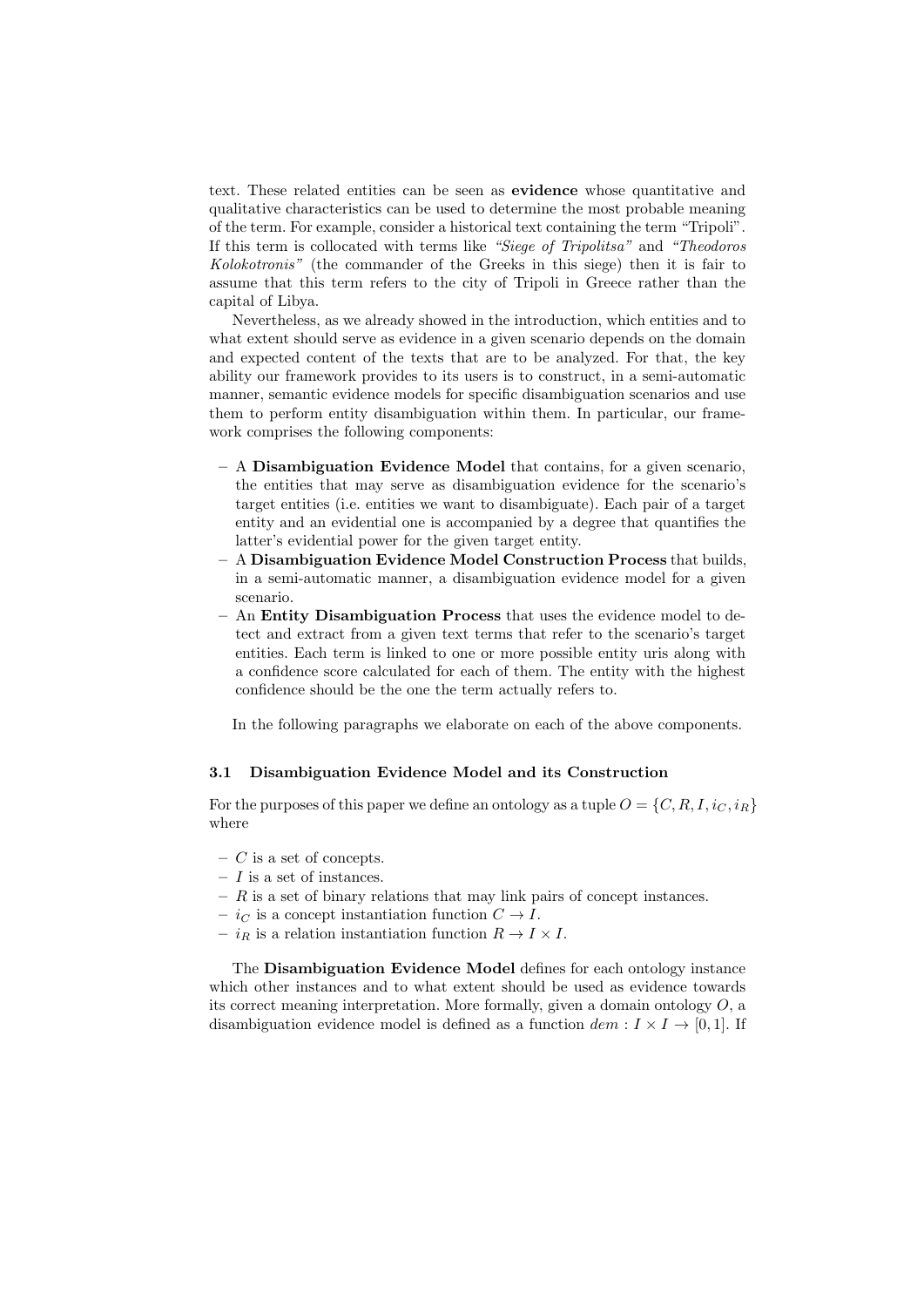text. These related entities can be seen as **evidence** whose quantitative and qualitative characteristics can be used to determine the most probable meaning of the term. For example, consider a historical text containing the term "Tripoli". If this term is collocated with terms like *"Siege of Tripolitsa"* and *"Theodoros Kolokotronis"* (the commander of the Greeks in this siege) then it is fair to assume that this term refers to the city of Tripoli in Greece rather than the capital of Libya.

Nevertheless, as we already showed in the introduction, which entities and to what extent should serve as evidence in a given scenario depends on the domain and expected content of the texts that are to be analyzed. For that, the key ability our framework provides to its users is to construct, in a semi-automatic manner, semantic evidence models for specific disambiguation scenarios and use them to perform entity disambiguation within them. In particular, our framework comprises the following components:

- A **Disambiguation Evidence Model** that contains, for a given scenario, the entities that may serve as disambiguation evidence for the scenario's target entities (i.e. entities we want to disambiguate). Each pair of a target entity and an evidential one is accompanied by a degree that quantifies the latter's evidential power for the given target entity.
- A **Disambiguation Evidence Model Construction Process** that builds, in a semi-automatic manner, a disambiguation evidence model for a given scenario.
- An **Entity Disambiguation Process** that uses the evidence model to detect and extract from a given text terms that refer to the scenario's target entities. Each term is linked to one or more possible entity uris along with a confidence score calculated for each of them. The entity with the highest confidence should be the one the term actually refers to.

In the following paragraphs we elaborate on each of the above components.

### 3.1 Disambiguation Evidence Model and its Construction

For the purposes of this paper we define an ontology as a tuple $O = \{C, R, I, i_C, i_R\}$ where

- $C$ is a set of concepts.
- $I$ is a set of instances.
- $R$ is a set of binary relations that may link pairs of concept instances.
- $i_C$ is a concept instantiation function $C \rightarrow I$.
- $i_R$ is a relation instantiation function $R \rightarrow I \times I$.

The **Disambiguation Evidence Model** defines for each ontology instance which other instances and to what extent should be used as evidence towards its correct meaning interpretation. More formally, given a domain ontology $O$, a disambiguation evidence model is defined as a function $dem : I \times I \rightarrow [0, 1]$. If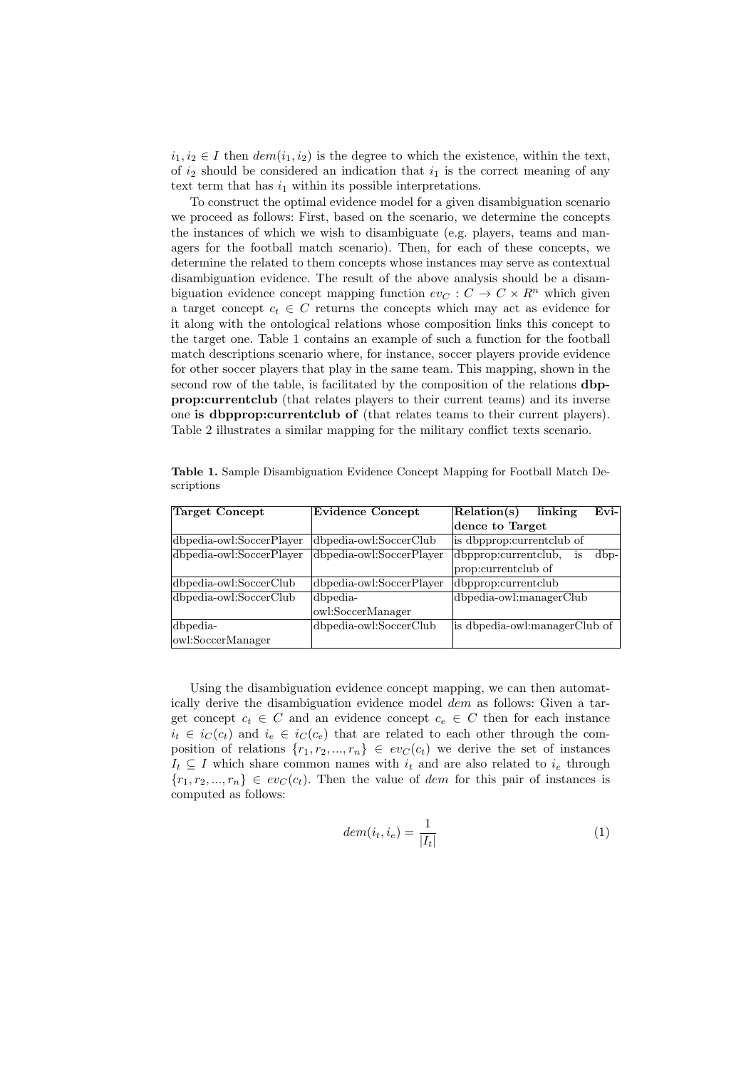$i_1, i_2 \in I$ then $dem(i_1, i_2)$ is the degree to which the existence, within the text, of $i_2$ should be considered an indication that $i_1$ is the correct meaning of any text term that has $i_1$ within its possible interpretations.

To construct the optimal evidence model for a given disambiguation scenario we proceed as follows: First, based on the scenario, we determine the concepts the instances of which we wish to disambiguate (e.g. players, teams and managers for the football match scenario). Then, for each of these concepts, we determine the related to them concepts whose instances may serve as contextual disambiguation evidence. The result of the above analysis should be a disambiguation evidence concept mapping function $ev_C : C \rightarrow C \times R^n$ which given a target concept $c_t \in C$ returns the concepts which may act as evidence for it along with the ontological relations whose composition links this concept to the target one. Table 1 contains an example of such a function for the football match descriptions scenario where, for instance, soccer players provide evidence for other soccer players that play in the same team. This mapping, shown in the second row of the table, is facilitated by the composition of the relations **dbpprop:currentclub** (that relates players to their current teams) and its inverse one **is dbpprop:currentclub of** (that relates teams to their current players). Table 2 illustrates a similar mapping for the military conflict texts scenario.

**Table 1.** Sample Disambiguation Evidence Concept Mapping for Football Match Descriptions

| **Target Concept** | **Evidence Concept** | **Relation(s) linking Evidence to Target** |
|---|---|---|
| dbpedia-owl:SoccerPlayer | dbpedia-owl:SoccerClub | is dbpprop:currentclub of |
| dbpedia-owl:SoccerPlayer | dbpedia-owl:SoccerPlayer | dbpprop:currentclub, is dbpprop:currentclub of |
| dbpedia-owl:SoccerClub | dbpedia-owl:SoccerPlayer | dbpprop:currentclub |
| dbpedia-owl:SoccerClub | dbpedia-owl:SoccerManager | dbpedia-owl:managerClub |
| dbpedia-owl:SoccerManager | dbpedia-owl:SoccerClub | is dbpedia-owl:managerClub of |

Using the disambiguation evidence concept mapping, we can then automatically derive the disambiguation evidence model $dem$ as follows: Given a target concept $c_t \in C$ and an evidence concept $c_e \in C$ then for each instance $i_t \in i_C(c_t)$ and $i_e \in i_C(c_e)$ that are related to each other through the composition of relations $\{r_1, r_2, ..., r_n\} \in ev_C(c_t)$ we derive the set of instances $I_t \subseteq I$ which share common names with $i_t$ and are also related to $i_e$ through $\{r_1, r_2, ..., r_n\} \in ev_C(c_t)$. Then the value of $dem$ for this pair of instances is computed as follows:

$$dem(i_t, i_e) = \frac{1}{|I_t|} \tag{1}$$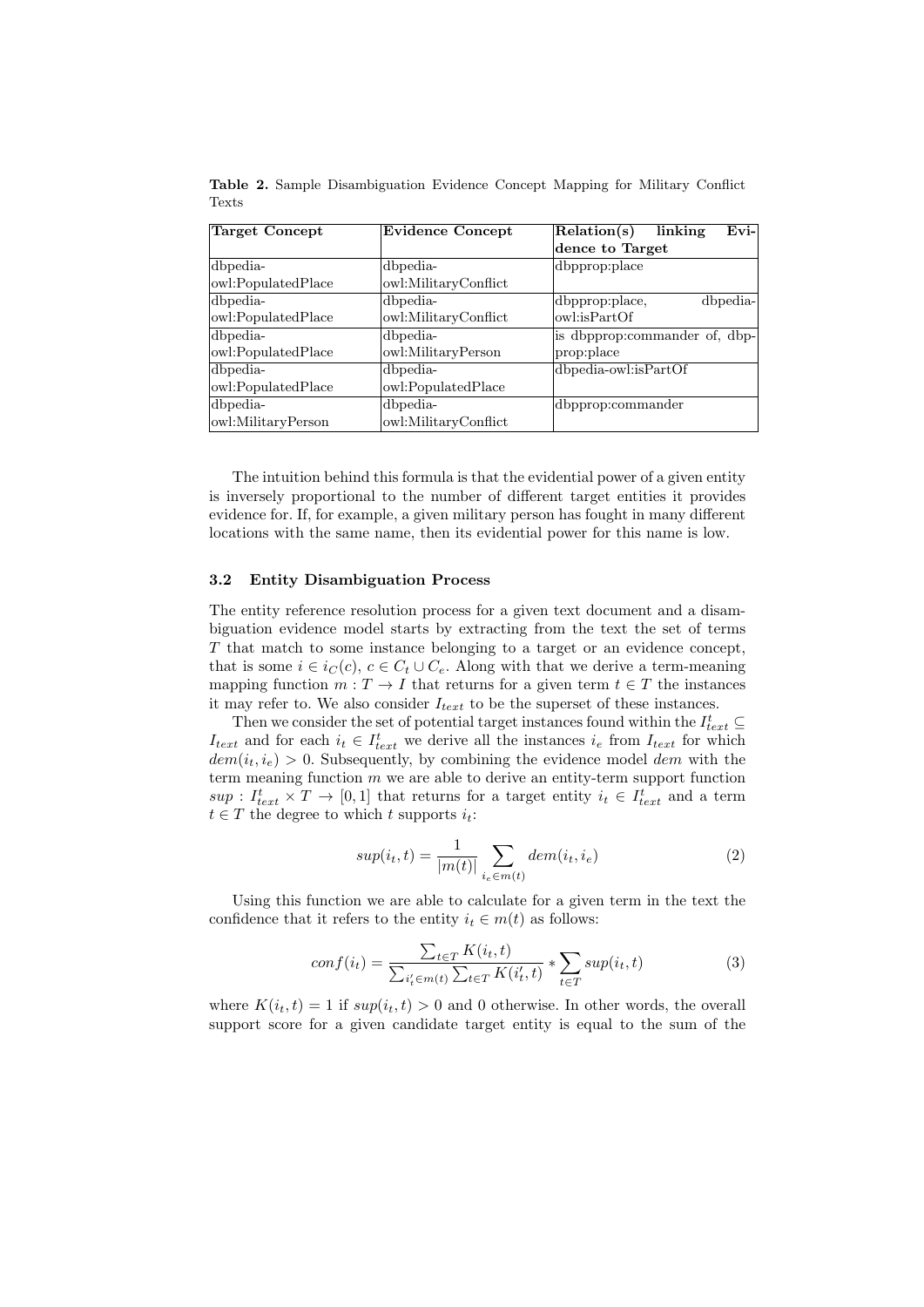**Table 2.** Sample Disambiguation Evidence Concept Mapping for Military Conflict Texts

| Target Concept | Evidence Concept | Relation(s) linking Evidence to Target |
|---|---|---|
| dbpedia-owl:PopulatedPlace | dbpedia-owl:MilitaryConflict | dbpprop:place |
| dbpedia-owl:PopulatedPlace | dbpedia-owl:MilitaryConflict | dbpprop:place, dbpedia-owl:isPartOf |
| dbpedia-owl:PopulatedPlace | dbpedia-owl:MilitaryPerson | is dbpprop:commander of, dbpprop:place |
| dbpedia-owl:PopulatedPlace | dbpedia-owl:PopulatedPlace | dbpedia-owl:isPartOf |
| dbpedia-owl:MilitaryPerson | dbpedia-owl:MilitaryConflict | dbpprop:commander |

The intuition behind this formula is that the evidential power of a given entity is inversely proportional to the number of different target entities it provides evidence for. If, for example, a given military person has fought in many different locations with the same name, then its evidential power for this name is low.

### 3.2 Entity Disambiguation Process

The entity reference resolution process for a given text document and a disambiguation evidence model starts by extracting from the text the set of terms $T$ that match to some instance belonging to a target or an evidence concept, that is some $i \in i_C(c)$, $c \in C_t \cup C_e$. Along with that we derive a term-meaning mapping function $m : T \rightarrow I$ that returns for a given term $t \in T$ the instances it may refer to. We also consider $I_{text}$ to be the superset of these instances.

Then we consider the set of potential target instances found within the $I^t_{text} \subseteq I_{text}$ and for each $i_t \in I^t_{text}$ we derive all the instances $i_e$ from $I_{text}$ for which $dem(i_t, i_e) > 0$. Subsequently, by combining the evidence model $dem$ with the term meaning function $m$ we are able to derive an entity-term support function $sup : I^t_{text} \times T \rightarrow [0, 1]$ that returns for a target entity $i_t \in I^t_{text}$ and a term $t \in T$ the degree to which $t$ supports $i_t$:

$$sup(i_t, t) = \frac{1}{|m(t)|} \sum_{i_e \in m(t)} dem(i_t, i_e) \quad (2)$$

Using this function we are able to calculate for a given term in the text the confidence that it refers to the entity $i_t \in m(t)$ as follows:

$$conf(i_t) = \frac{\sum_{t \in T} K(i_t, t)}{\sum_{i'_t \in m(t)} \sum_{t \in T} K(i'_t, t)} * \sum_{t \in T} sup(i_t, t) \quad (3)$$

where $K(i_t, t) = 1$ if $sup(i_t, t) > 0$ and 0 otherwise. In other words, the overall support score for a given candidate target entity is equal to the sum of the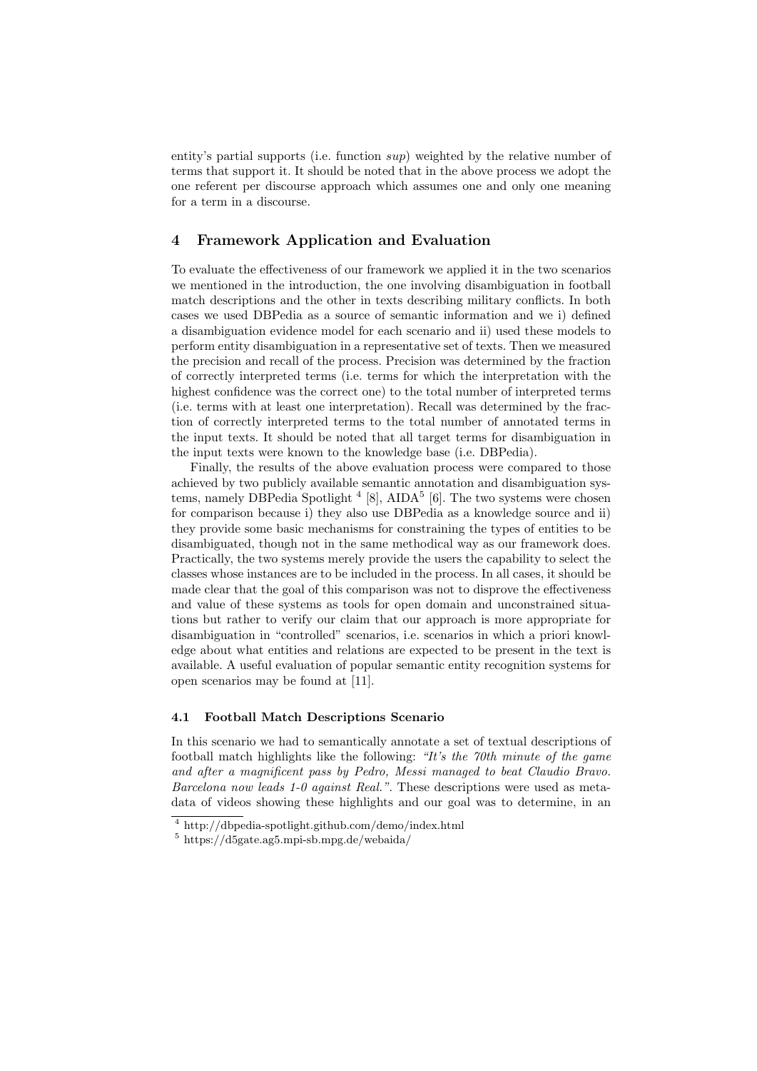entity's partial supports (i.e. function *sup*) weighted by the relative number of terms that support it. It should be noted that in the above process we adopt the one referent per discourse approach which assumes one and only one meaning for a term in a discourse.

## 4 Framework Application and Evaluation

To evaluate the effectiveness of our framework we applied it in the two scenarios we mentioned in the introduction, the one involving disambiguation in football match descriptions and the other in texts describing military conflicts. In both cases we used DBPedia as a source of semantic information and we i) defined a disambiguation evidence model for each scenario and ii) used these models to perform entity disambiguation in a representative set of texts. Then we measured the precision and recall of the process. Precision was determined by the fraction of correctly interpreted terms (i.e. terms for which the interpretation with the highest confidence was the correct one) to the total number of interpreted terms (i.e. terms with at least one interpretation). Recall was determined by the fraction of correctly interpreted terms to the total number of annotated terms in the input texts. It should be noted that all target terms for disambiguation in the input texts were known to the knowledge base (i.e. DBPedia).

Finally, the results of the above evaluation process were compared to those achieved by two publicly available semantic annotation and disambiguation systems, namely DBPedia Spotlight [4] [8], AIDA[5] [6]. The two systems were chosen for comparison because i) they also use DBPedia as a knowledge source and ii) they provide some basic mechanisms for constraining the types of entities to be disambiguated, though not in the same methodical way as our framework does. Practically, the two systems merely provide the users the capability to select the classes whose instances are to be included in the process. In all cases, it should be made clear that the goal of this comparison was not to disprove the effectiveness and value of these systems as tools for open domain and unconstrained situations but rather to verify our claim that our approach is more appropriate for disambiguation in "controlled" scenarios, i.e. scenarios in which a priori knowledge about what entities and relations are expected to be present in the text is available. A useful evaluation of popular semantic entity recognition systems for open scenarios may be found at [11].

### 4.1 Football Match Descriptions Scenario

In this scenario we had to semantically annotate a set of textual descriptions of football match highlights like the following: *"It's the 70th minute of the game and after a magnificent pass by Pedro, Messi managed to beat Claudio Bravo. Barcelona now leads 1-0 against Real."*. These descriptions were used as metadata of videos showing these highlights and our goal was to determine, in an

[4] http://dbpedia-spotlight.github.com/demo/index.html

[5] https://d5gate.ag5.mpi-sb.mpg.de/webaida/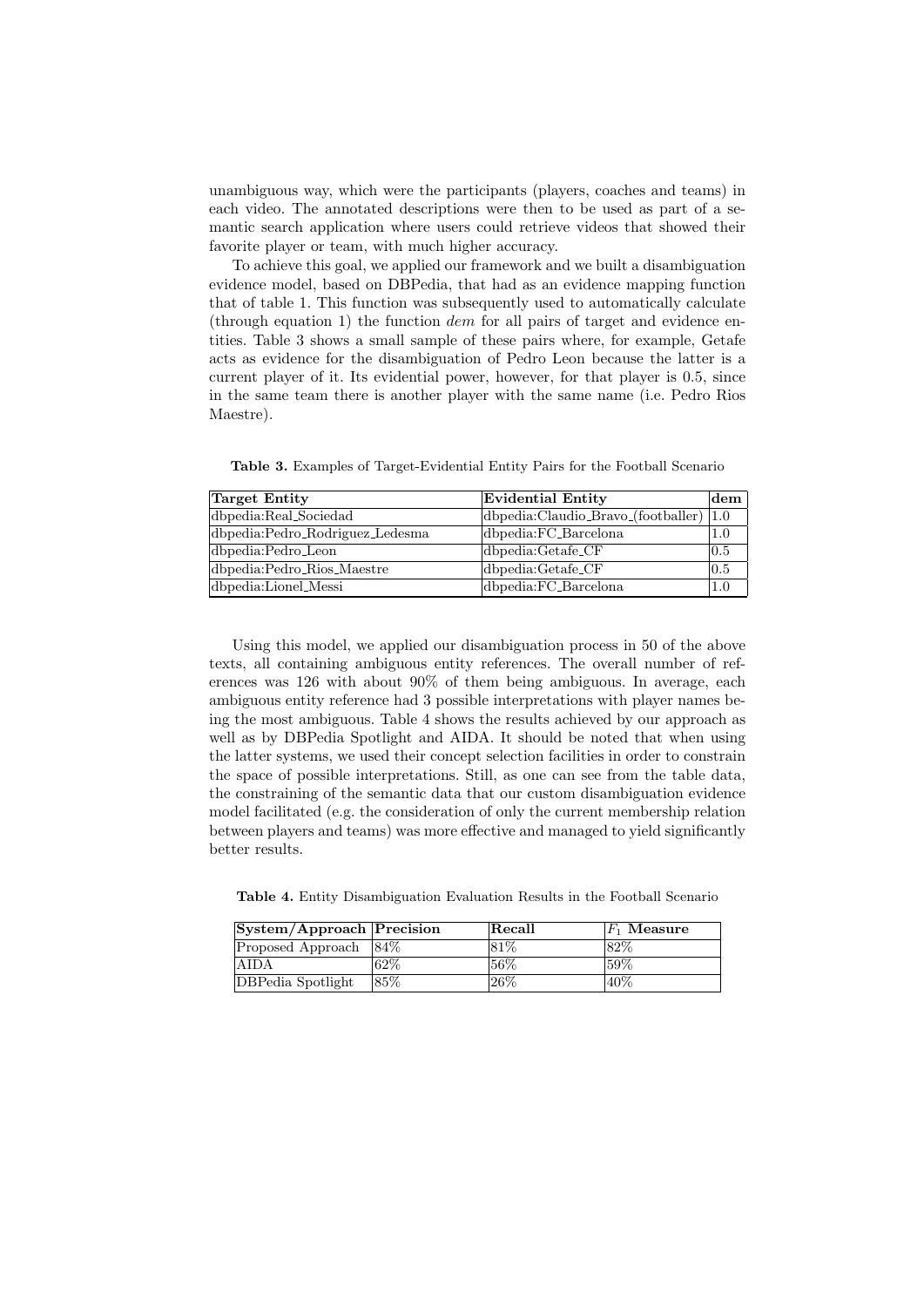unambiguous way, which were the participants (players, coaches and teams) in each video. The annotated descriptions were then to be used as part of a semantic search application where users could retrieve videos that showed their favorite player or team, with much higher accuracy.

To achieve this goal, we applied our framework and we built a disambiguation evidence model, based on DBPedia, that had as an evidence mapping function that of table 1. This function was subsequently used to automatically calculate (through equation 1) the function *dem* for all pairs of target and evidence entities. Table 3 shows a small sample of these pairs where, for example, Getafe acts as evidence for the disambiguation of Pedro Leon because the latter is a current player of it. Its evidential power, however, for that player is 0.5, since in the same team there is another player with the same name (i.e. Pedro Rios Maestre).

**Table 3.** Examples of Target-Evidential Entity Pairs for the Football Scenario

| Target Entity | Evidential Entity | dem |
|---|---|---|
| dbpedia:Real_Sociedad | dbpedia:Claudio_Bravo_(footballer) | 1.0 |
| dbpedia:Pedro_Rodriguez_Ledesma | dbpedia:FC_Barcelona | 1.0 |
| dbpedia:Pedro_Leon | dbpedia:Getafe_CF | 0.5 |
| dbpedia:Pedro_Rios_Maestre | dbpedia:Getafe_CF | 0.5 |
| dbpedia:Lionel_Messi | dbpedia:FC_Barcelona | 1.0 |

Using this model, we applied our disambiguation process in 50 of the above texts, all containing ambiguous entity references. The overall number of references was 126 with about 90% of them being ambiguous. In average, each ambiguous entity reference had 3 possible interpretations with player names being the most ambiguous. Table 4 shows the results achieved by our approach as well as by DBPedia Spotlight and AIDA. It should be noted that when using the latter systems, we used their concept selection facilities in order to constrain the space of possible interpretations. Still, as one can see from the table data, the constraining of the semantic data that our custom disambiguation evidence model facilitated (e.g. the consideration of only the current membership relation between players and teams) was more effective and managed to yield significantly better results.

**Table 4.** Entity Disambiguation Evaluation Results in the Football Scenario

| System/Approach | Precision | Recall | $F_1$ Measure |
|---|---|---|---|
| Proposed Approach | 84% | 81% | 82% |
| AIDA | 62% | 56% | 59% |
| DBPedia Spotlight | 85% | 26% | 40% |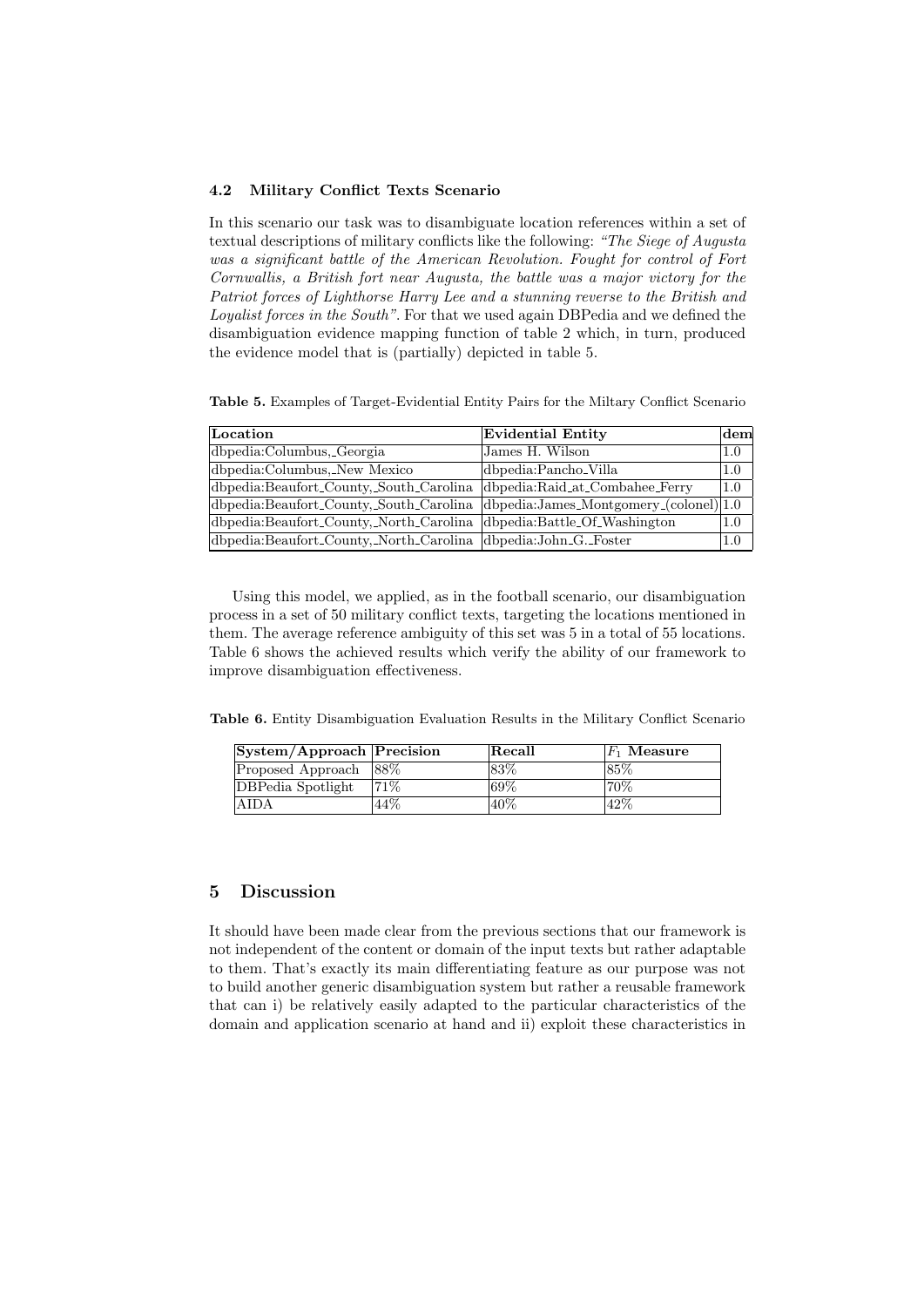### 4.2 Military Conflict Texts Scenario

In this scenario our task was to disambiguate location references within a set of textual descriptions of military conflicts like the following: *"The Siege of Augusta was a significant battle of the American Revolution. Fought for control of Fort Cornwallis, a British fort near Augusta, the battle was a major victory for the Patriot forces of Lighthorse Harry Lee and a stunning reverse to the British and Loyalist forces in the South"*. For that we used again DBPedia and we defined the disambiguation evidence mapping function of table 2 which, in turn, produced the evidence model that is (partially) depicted in table 5.

**Table 5.** Examples of Target-Evidential Entity Pairs for the Miltary Conflict Scenario

| Location | Evidential Entity | dem |
|---|---|---|
| dbpedia:Columbus,_Georgia | James H. Wilson | 1.0 |
| dbpedia:Columbus,_New Mexico | dbpedia:Pancho_Villa | 1.0 |
| dbpedia:Beaufort_County,_South_Carolina | dbpedia:Raid_at_Combahee_Ferry | 1.0 |
| dbpedia:Beaufort_County,_South_Carolina | dbpedia:James_Montgomery_(colonel) | 1.0 |
| dbpedia:Beaufort_County,_North_Carolina | dbpedia:Battle_Of_Washington | 1.0 |
| dbpedia:Beaufort_County,_North_Carolina | dbpedia:John_G._Foster | 1.0 |

Using this model, we applied, as in the football scenario, our disambiguation process in a set of 50 military conflict texts, targeting the locations mentioned in them. The average reference ambiguity of this set was 5 in a total of 55 locations. Table 6 shows the achieved results which verify the ability of our framework to improve disambiguation effectiveness.

**Table 6.** Entity Disambiguation Evaluation Results in the Military Conflict Scenario

| System/Approach | Precision | Recall | $F_1$ Measure |
|---|---|---|---|
| Proposed Approach | 88% | 83% | 85% |
| DBPedia Spotlight | 71% | 69% | 70% |
| AIDA | 44% | 40% | 42% |

## 5 Discussion

It should have been made clear from the previous sections that our framework is not independent of the content or domain of the input texts but rather adaptable to them. That's exactly its main differentiating feature as our purpose was not to build another generic disambiguation system but rather a reusable framework that can i) be relatively easily adapted to the particular characteristics of the domain and application scenario at hand and ii) exploit these characteristics in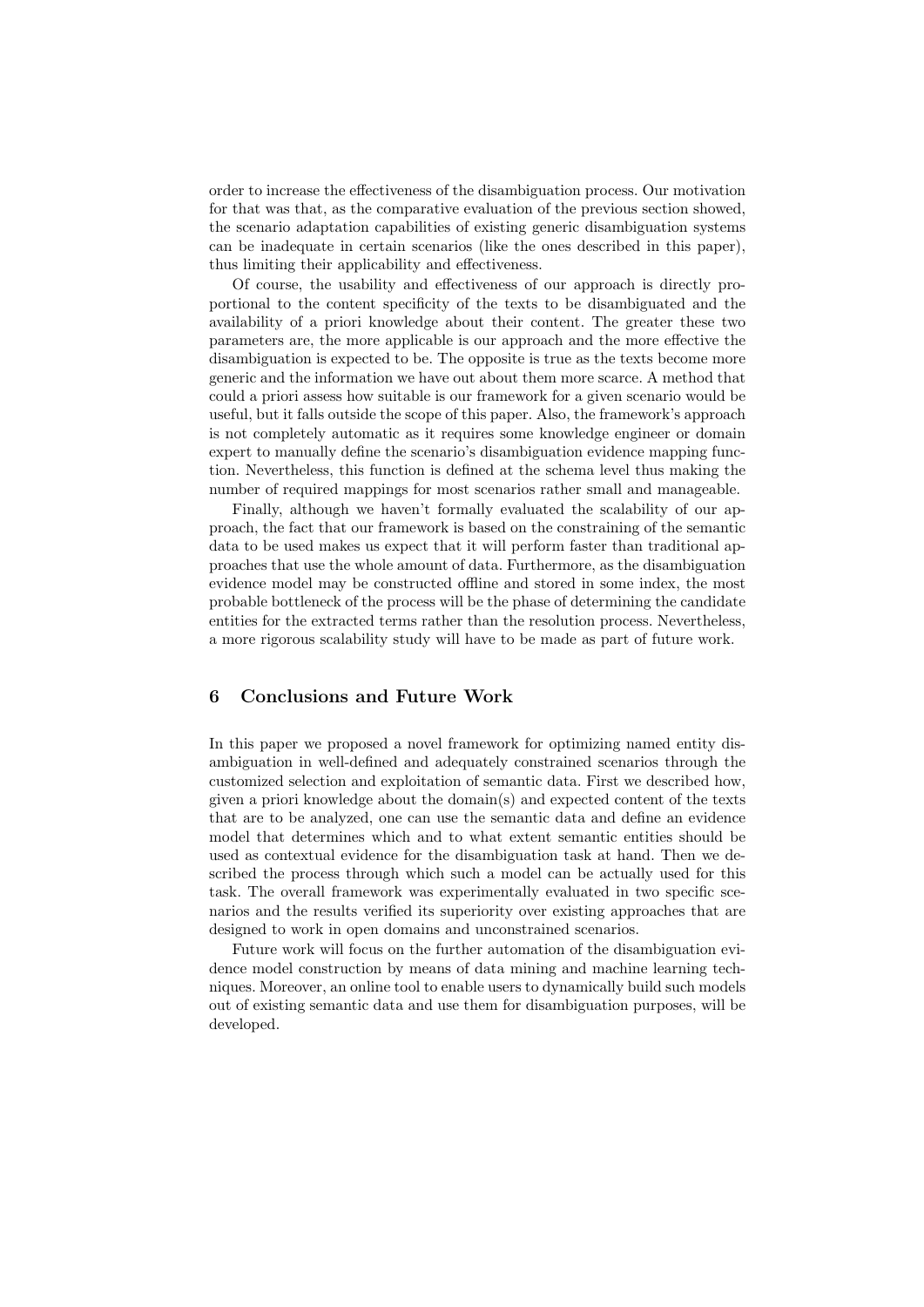order to increase the effectiveness of the disambiguation process. Our motivation for that was that, as the comparative evaluation of the previous section showed, the scenario adaptation capabilities of existing generic disambiguation systems can be inadequate in certain scenarios (like the ones described in this paper), thus limiting their applicability and effectiveness.

Of course, the usability and effectiveness of our approach is directly proportional to the content specificity of the texts to be disambiguated and the availability of a priori knowledge about their content. The greater these two parameters are, the more applicable is our approach and the more effective the disambiguation is expected to be. The opposite is true as the texts become more generic and the information we have out about them more scarce. A method that could a priori assess how suitable is our framework for a given scenario would be useful, but it falls outside the scope of this paper. Also, the framework's approach is not completely automatic as it requires some knowledge engineer or domain expert to manually define the scenario's disambiguation evidence mapping function. Nevertheless, this function is defined at the schema level thus making the number of required mappings for most scenarios rather small and manageable.

Finally, although we haven't formally evaluated the scalability of our approach, the fact that our framework is based on the constraining of the semantic data to be used makes us expect that it will perform faster than traditional approaches that use the whole amount of data. Furthermore, as the disambiguation evidence model may be constructed offline and stored in some index, the most probable bottleneck of the process will be the phase of determining the candidate entities for the extracted terms rather than the resolution process. Nevertheless, a more rigorous scalability study will have to be made as part of future work.

## 6 Conclusions and Future Work

In this paper we proposed a novel framework for optimizing named entity disambiguation in well-defined and adequately constrained scenarios through the customized selection and exploitation of semantic data. First we described how, given a priori knowledge about the domain(s) and expected content of the texts that are to be analyzed, one can use the semantic data and define an evidence model that determines which and to what extent semantic entities should be used as contextual evidence for the disambiguation task at hand. Then we described the process through which such a model can be actually used for this task. The overall framework was experimentally evaluated in two specific scenarios and the results verified its superiority over existing approaches that are designed to work in open domains and unconstrained scenarios.

Future work will focus on the further automation of the disambiguation evidence model construction by means of data mining and machine learning techniques. Moreover, an online tool to enable users to dynamically build such models out of existing semantic data and use them for disambiguation purposes, will be developed.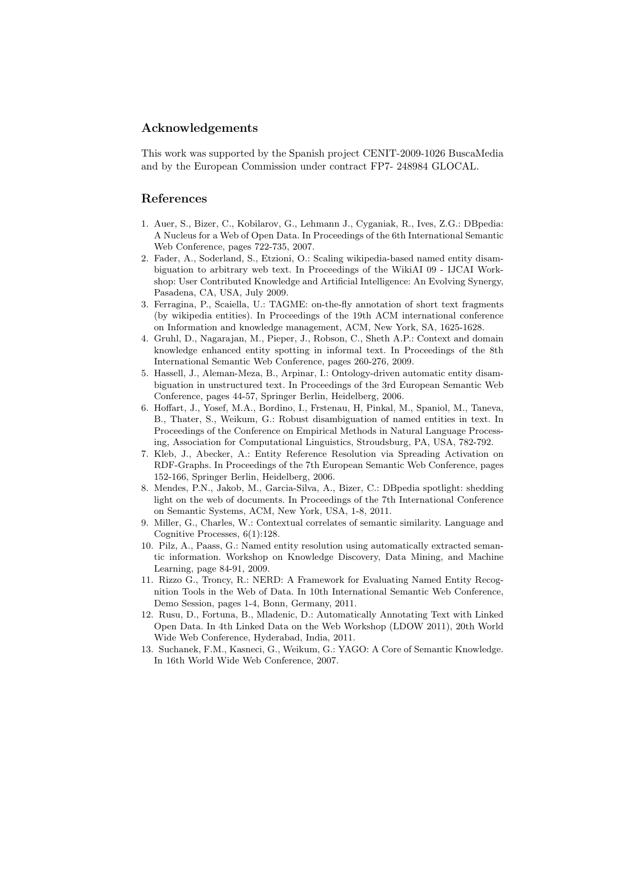## Acknowledgements

This work was supported by the Spanish project CENIT-2009-1026 BuscaMedia and by the European Commission under contract FP7- 248984 GLOCAL.

## References

1. Auer, S., Bizer, C., Kobilarov, G., Lehmann J., Cyganiak, R., Ives, Z.G.: DBpedia: A Nucleus for a Web of Open Data. In Proceedings of the 6th International Semantic Web Conference, pages 722-735, 2007.
2. Fader, A., Soderland, S., Etzioni, O.: Scaling wikipedia-based named entity disambiguation to arbitrary web text. In Proceedings of the WikiAI 09 - IJCAI Workshop: User Contributed Knowledge and Artificial Intelligence: An Evolving Synergy, Pasadena, CA, USA, July 2009.
3. Ferragina, P., Scaiella, U.: TAGME: on-the-fly annotation of short text fragments (by wikipedia entities). In Proceedings of the 19th ACM international conference on Information and knowledge management, ACM, New York, SA, 1625-1628.
4. Gruhl, D., Nagarajan, M., Pieper, J., Robson, C., Sheth A.P.: Context and domain knowledge enhanced entity spotting in informal text. In Proceedings of the 8th International Semantic Web Conference, pages 260-276, 2009.
5. Hassell, J., Aleman-Meza, B., Arpinar, I.: Ontology-driven automatic entity disambiguation in unstructured text. In Proceedings of the 3rd European Semantic Web Conference, pages 44-57, Springer Berlin, Heidelberg, 2006.
6. Hoffart, J., Yosef, M.A., Bordino, I., Frstenau, H, Pinkal, M., Spaniol, M., Taneva, B., Thater, S., Weikum, G.: Robust disambiguation of named entities in text. In Proceedings of the Conference on Empirical Methods in Natural Language Processing, Association for Computational Linguistics, Stroudsburg, PA, USA, 782-792.
7. Kleb, J., Abecker, A.: Entity Reference Resolution via Spreading Activation on RDF-Graphs. In Proceedings of the 7th European Semantic Web Conference, pages 152-166, Springer Berlin, Heidelberg, 2006.
8. Mendes, P.N., Jakob, M., Garcia-Silva, A., Bizer, C.: DBpedia spotlight: shedding light on the web of documents. In Proceedings of the 7th International Conference on Semantic Systems, ACM, New York, USA, 1-8, 2011.
9. Miller, G., Charles, W.: Contextual correlates of semantic similarity. Language and Cognitive Processes, 6(1):128.
10. Pilz, A., Paass, G.: Named entity resolution using automatically extracted semantic information. Workshop on Knowledge Discovery, Data Mining, and Machine Learning, page 84-91, 2009.
11. Rizzo G., Troncy, R.: NERD: A Framework for Evaluating Named Entity Recognition Tools in the Web of Data. In 10th International Semantic Web Conference, Demo Session, pages 1-4, Bonn, Germany, 2011.
12. Rusu, D., Fortuna, B., Mladenic, D.: Automatically Annotating Text with Linked Open Data. In 4th Linked Data on the Web Workshop (LDOW 2011), 20th World Wide Web Conference, Hyderabad, India, 2011.
13. Suchanek, F.M., Kasneci, G., Weikum, G.: YAGO: A Core of Semantic Knowledge. In 16th World Wide Web Conference, 2007.